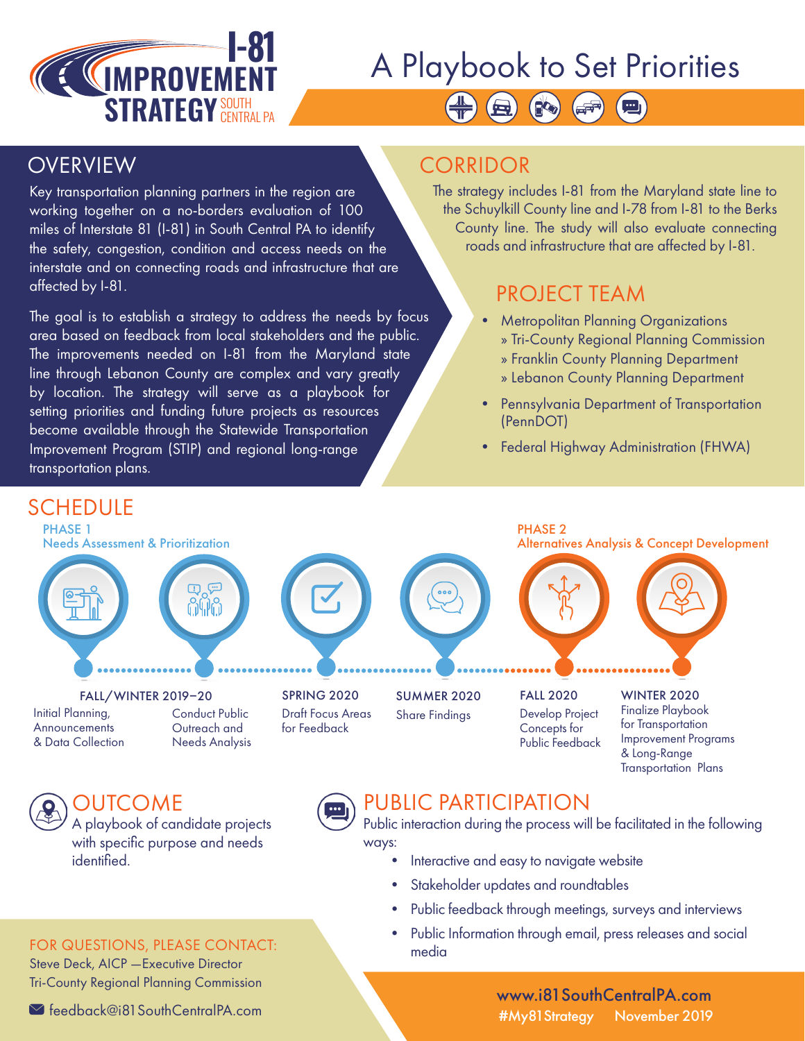# I-81 IMPROVEMENT STRATEGY SOUTH CENTRAL PA

# A Playbook to Set Priorities

## OVERVIEW

Key transportation planning partners in the region are working together on a no-borders evaluation of 100 miles of Interstate 81 (I-81) in South Central PA to identify the safety, congestion, condition and access needs on the interstate and on connecting roads and infrastructure that are affected by I-81.

The goal is to establish a strategy to address the needs by focus area based on feedback from local stakeholders and the public. The improvements needed on I-81 from the Maryland state line through Lebanon County are complex and vary greatly by location. The strategy will serve as a playbook for setting priorities and funding future projects as resources become available through the Statewide Transportation Improvement Program (STIP) and regional long-range transportation plans.

## CORRIDOR

The strategy includes I-81 from the Maryland state line to the Schuylkill County line and I-78 from I-81 to the Berks County line. The study will also evaluate connecting roads and infrastructure that are affected by I-81.

## PROJECT TEAM

- Metropolitan Planning Organizations
  - » Tri-County Regional Planning Commission
  - » Franklin County Planning Department
  - » Lebanon County Planning Department
- Pennsylvania Department of Transportation (PennDOT)
- Federal Highway Administration (FHWA)

## SCHEDULE

**PHASE 1** — Needs Assessment & Prioritization

- **FALL/WINTER 2019–20**
  - Initial Planning, Announcements & Data Collection
  - Conduct Public Outreach and Needs Analysis
- **SPRING 2020** — Draft Focus Areas for Feedback
- **SUMMER 2020** — Share Findings

**PHASE 2** — Alternatives Analysis & Concept Development

- **FALL 2020** — Develop Project Concepts for Public Feedback
- **WINTER 2020** — Finalize Playbook for Transportation Improvement Programs & Long-Range Transportation Plans

## OUTCOME

A playbook of candidate projects with specific purpose and needs identified.

## PUBLIC PARTICIPATION

Public interaction during the process will be facilitated in the following ways:

- Interactive and easy to navigate website
- Stakeholder updates and roundtables
- Public feedback through meetings, surveys and interviews
- Public Information through email, press releases and social media

FOR QUESTIONS, PLEASE CONTACT:
Steve Deck, AICP —Executive Director
Tri-County Regional Planning Commission
feedback@i81SouthCentralPA.com

www.i81SouthCentralPA.com
#My81Strategy November 2019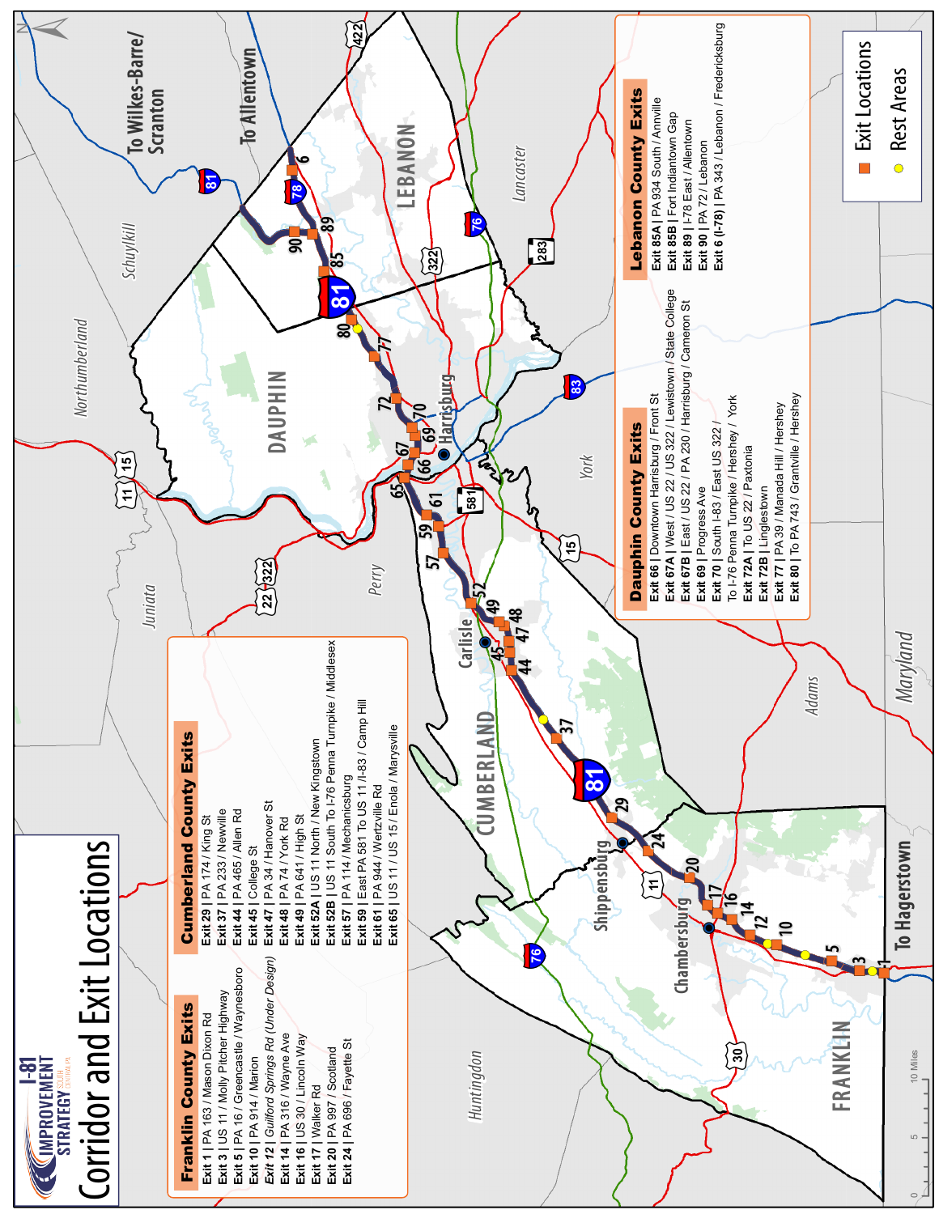I-81 IMPROVEMENT STRATEGY SOUTH CENTRAL PA

# Corridor and Exit Locations

## Franklin County Exits

- Exit 1 | PA 163 / Mason Dixon Rd
- Exit 3 | US 11 / Molly Pitcher Highway
- Exit 5 | PA 16 / Greencastle / Waynesboro
- Exit 10 | PA 914 / Marion
- *Exit 12 | Guilford Springs Rd (Under Design)*
- Exit 14 | PA 316 / Wayne Ave
- Exit 16 | US 30 / Lincoln Way
- Exit 17 | Walker Rd
- Exit 20 | PA 997 / Scotland
- Exit 24 | PA 696 / Fayette St

## Cumberland County Exits

- Exit 29 | PA 174 / King St
- Exit 37 | PA 233 / Newville
- Exit 44 | PA 465 / Allen Rd
- Exit 45 | College St
- Exit 47 | PA 34 / Hanover St
- Exit 48 | PA 74 / York Rd
- Exit 49 | PA 641 / High St
- Exit 52A | US 11 North / New Kingstown
- Exit 52B | US 11 South To I-76 Penna Turnpike / Middlesex
- Exit 57 | PA 114 / Mechanicsburg
- Exit 59 | East PA 581 To US 11 /I-83 / Camp Hill
- Exit 61 | PA 944 / Wertzville Rd
- Exit 65 | US 11 / US 15 / Enola / Marysville

## Dauphin County Exits

- Exit 66 | Downtown Harrisburg / Front St
- Exit 67A | West / US 22 / US 322 / Lewistown / State College
- Exit 67B | East / US 22 / PA 230 / Harrisburg / Cameron St
- Exit 69 | Progress Ave
- Exit 70 | South I-83 / East US 322 / To I-76 Penna Turnpike / Hershey / York
- Exit 72A | To US 22 / Paxtonia
- Exit 72B | Linglestown
- Exit 77 | PA 39 / Manada Hill / Hershey
- Exit 80 | To PA 743 / Grantville / Hershey

## Lebanon County Exits

- Exit 85A | PA 934 South / Annville
- Exit 85B | Fort Indiantown Gap
- Exit 89 | I-78 East / Allentown
- Exit 90 | PA 72 / Lebanon
- Exit 6 (I-78) | PA 343 / Lebanon / Fredericksburg

Legend: Exit Locations; Rest Areas

0 5 10 Miles

To Wilkes-Barre/ Scranton
To Allentown
To Hagerstown
Schuylkill
Northumberland
Juniata
Perry
Huntingdon
Lancaster
York
Adams
Maryland
DAUPHIN
LEBANON
CUMBERLAND
FRANKLIN
Harrisburg
Carlisle
Shippensburg
Chambersburg